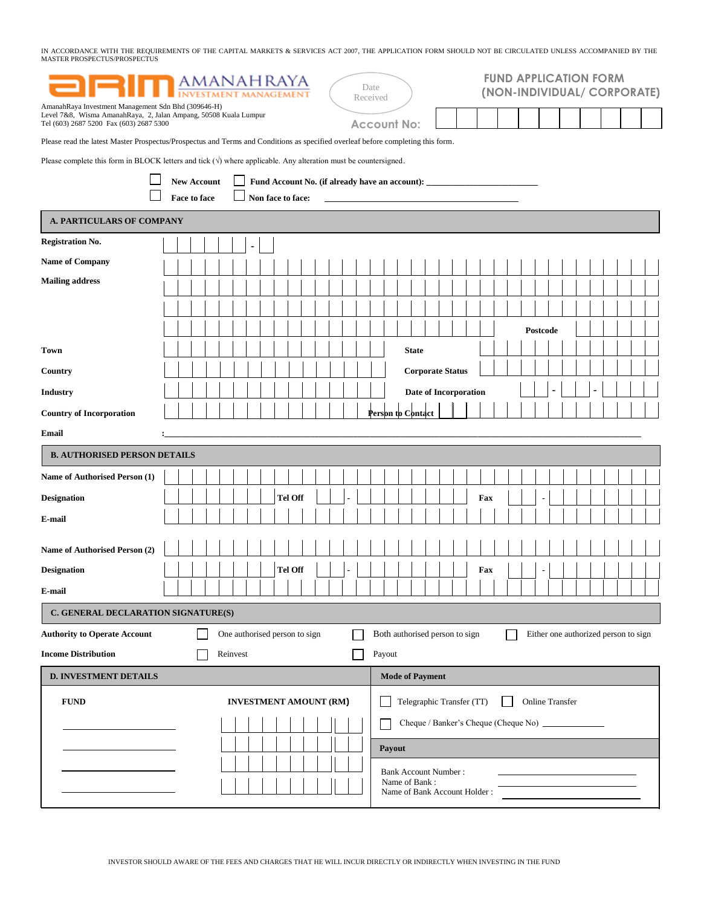IN ACCORDANCE WITH THE REQUIREMENTS OF THE CAPITAL MARKETS & SERVICES ACT 2007, THE APPLICATION FORM SHOULD NOT BE CIRCULATED UNLESS ACCOMPANIED BY THE MASTER PROSPECTUS/PROSPECTUS

ARIM AMANAHRAYA INVESTMENT MANAGEMENT

AmanahRaya Investment Management Sdn Bhd (309646-H)
Level 7&8, Wisma AmanahRaya, 2, Jalan Ampang, 50508 Kuala Lumpur
Tel (603) 2687 5200 Fax (603) 2687 5300

Date Received

# FUND APPLICATION FORM (NON-INDIVIDUAL/ CORPORATE)

Account No:

Please read the latest Master Prospectus/Prospectus and Terms and Conditions as specified overleaf before completing this form.

Please complete this form in BLOCK letters and tick (√) where applicable. Any alteration must be countersigned.

☐ **New Account** ☐ **Fund Account No. (if already have an account):** ____________

☐ **Face to face** ☐ **Non face to face:** ____________

## A. PARTICULARS OF COMPANY

**Registration No.** ____ - __

**Name of Company**

**Mailing address**

**Postcode**

**Town** **State**

**Country** **Corporate Status**

**Industry** **Date of Incorporation** __ - __ - __

**Country of Incorporation** **Person to Contact**

**Email** : ____________

## B. AUTHORISED PERSON DETAILS

**Name of Authorised Person (1)**

**Designation** **Tel Off** __ - ____ **Fax** __ - ____

**E-mail**

**Name of Authorised Person (2)**

**Designation** **Tel Off** __ - ____ **Fax** __ - ____

**E-mail**

## C. GENERAL DECLARATION SIGNATURE(S)

**Authority to Operate Account** ☐ One authorised person to sign ☐ Both authorised person to sign ☐ Either one authorized person to sign

**Income Distribution** ☐ Reinvest ☐ Payout

## D. INVESTMENT DETAILS

| FUND | INVESTMENT AMOUNT (RM) |
|---|---|
| | |
| | |
| | |
| | |

**Mode of Payment**

☐ Telegraphic Transfer (TT) ☐ Online Transfer

☐ Cheque / Banker's Cheque (Cheque No) ____________

**Payout**

Bank Account Number : ____________
Name of Bank : ____________
Name of Bank Account Holder : ____________

INVESTOR SHOULD AWARE OF THE FEES AND CHARGES THAT HE WILL INCUR DIRECTLY OR INDIRECTLY WHEN INVESTING IN THE FUND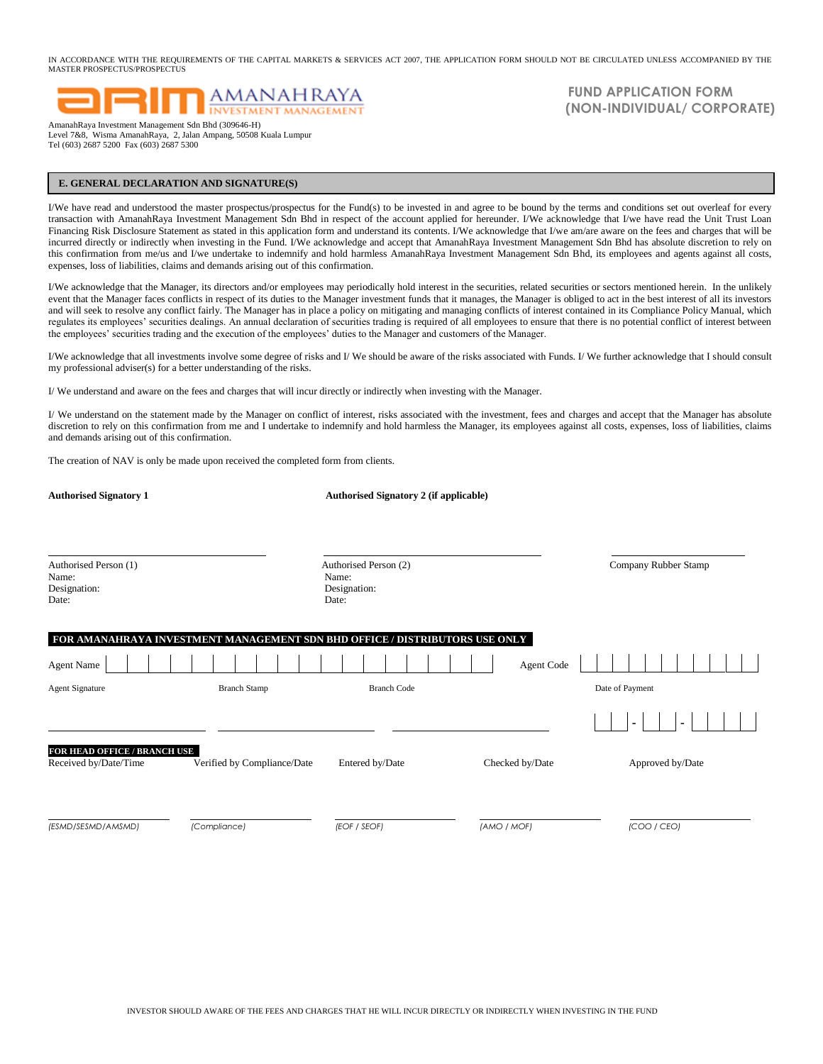IN ACCORDANCE WITH THE REQUIREMENTS OF THE CAPITAL MARKETS & SERVICES ACT 2007, THE APPLICATION FORM SHOULD NOT BE CIRCULATED UNLESS ACCOMPANIED BY THE MASTER PROSPECTUS/PROSPECTUS

AMANAHRAYA INVESTMENT MANAGEMENT

AmanahRaya Investment Management Sdn Bhd (309646-H)
Level 7&8, Wisma AmanahRaya, 2, Jalan Ampang, 50508 Kuala Lumpur
Tel (603) 2687 5200 Fax (603) 2687 5300

# FUND APPLICATION FORM (NON-INDIVIDUAL/ CORPORATE)

## E. GENERAL DECLARATION AND SIGNATURE(S)

I/We have read and understood the master prospectus/prospectus for the Fund(s) to be invested in and agree to be bound by the terms and conditions set out overleaf for every transaction with AmanahRaya Investment Management Sdn Bhd in respect of the account applied for hereunder. I/We acknowledge that I/we have read the Unit Trust Loan Financing Risk Disclosure Statement as stated in this application form and understand its contents. I/We acknowledge that I/we am/are aware on the fees and charges that will be incurred directly or indirectly when investing in the Fund. I/We acknowledge and accept that AmanahRaya Investment Management Sdn Bhd has absolute discretion to rely on this confirmation from me/us and I/we undertake to indemnify and hold harmless AmanahRaya Investment Management Sdn Bhd, its employees and agents against all costs, expenses, loss of liabilities, claims and demands arising out of this confirmation.

I/We acknowledge that the Manager, its directors and/or employees may periodically hold interest in the securities, related securities or sectors mentioned herein. In the unlikely event that the Manager faces conflicts in respect of its duties to the Manager investment funds that it manages, the Manager is obliged to act in the best interest of all its investors and will seek to resolve any conflict fairly. The Manager has in place a policy on mitigating and managing conflicts of interest contained in its Compliance Policy Manual, which regulates its employees' securities dealings. An annual declaration of securities trading is required of all employees to ensure that there is no potential conflict of interest between the employees' securities trading and the execution of the employees' duties to the Manager and customers of the Manager.

I/We acknowledge that all investments involve some degree of risks and I/ We should be aware of the risks associated with Funds. I/ We further acknowledge that I should consult my professional adviser(s) for a better understanding of the risks.

I/ We understand and aware on the fees and charges that will incur directly or indirectly when investing with the Manager.

I/ We understand on the statement made by the Manager on conflict of interest, risks associated with the investment, fees and charges and accept that the Manager has absolute discretion to rely on this confirmation from me and I undertake to indemnify and hold harmless the Manager, its employees against all costs, expenses, loss of liabilities, claims and demands arising out of this confirmation.

The creation of NAV is only be made upon received the completed form from clients.

| **Authorised Signatory 1** | **Authorised Signatory 2 (if applicable)** | |
|---|---|---|
| ______________________ | ______________________ | ______________________ |
| Authorised Person (1)<br>Name:<br>Designation:<br>Date: | Authorised Person (2)<br>Name:<br>Designation:<br>Date: | Company Rubber Stamp |

**FOR AMANAHRAYA INVESTMENT MANAGEMENT SDN BHD OFFICE / DISTRIBUTORS USE ONLY**

Agent Name ____________________ Agent Code ____________________

| Agent Signature | Branch Stamp | Branch Code | Date of Payment |
|---|---|---|---|
| ______________ | ______________ | ______________ | __ __ - __ __ - __ __ __ __ |

**FOR HEAD OFFICE / BRANCH USE**

| Received by/Date/Time | Verified by Compliance/Date | Entered by/Date | Checked by/Date | Approved by/Date |
|---|---|---|---|---|
| ______________ | ______________ | ______________ | ______________ | ______________ |
| *(ESMD/SESMD/AMSMD)* | *(Compliance)* | *(EOF / SEOF)* | *(AMO / MOF)* | *(COO / CEO)* |

INVESTOR SHOULD AWARE OF THE FEES AND CHARGES THAT HE WILL INCUR DIRECTLY OR INDIRECTLY WHEN INVESTING IN THE FUND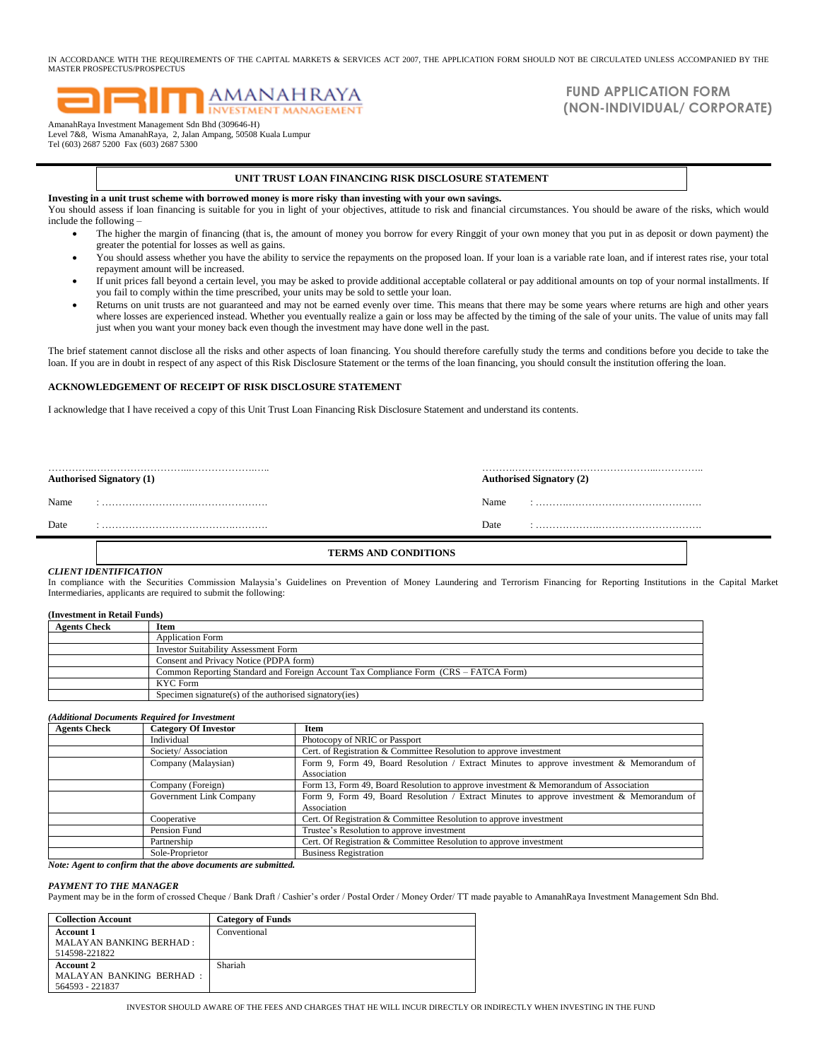IN ACCORDANCE WITH THE REQUIREMENTS OF THE CAPITAL MARKETS & SERVICES ACT 2007, THE APPLICATION FORM SHOULD NOT BE CIRCULATED UNLESS ACCOMPANIED BY THE MASTER PROSPECTUS/PROSPECTUS

# FUND APPLICATION FORM (NON-INDIVIDUAL/ CORPORATE)

AmanahRaya Investment Management Sdn Bhd (309646-H)
Level 7&8, Wisma AmanahRaya, 2, Jalan Ampang, 50508 Kuala Lumpur
Tel (603) 2687 5200 Fax (603) 2687 5300

## UNIT TRUST LOAN FINANCING RISK DISCLOSURE STATEMENT

**Investing in a unit trust scheme with borrowed money is more risky than investing with your own savings.**
You should assess if loan financing is suitable for you in light of your objectives, attitude to risk and financial circumstances. You should be aware of the risks, which would include the following –

- The higher the margin of financing (that is, the amount of money you borrow for every Ringgit of your own money that you put in as deposit or down payment) the greater the potential for losses as well as gains.
- You should assess whether you have the ability to service the repayments on the proposed loan. If your loan is a variable rate loan, and if interest rates rise, your total repayment amount will be increased.
- If unit prices fall beyond a certain level, you may be asked to provide additional acceptable collateral or pay additional amounts on top of your normal installments. If you fail to comply within the time prescribed, your units may be sold to settle your loan.
- Returns on unit trusts are not guaranteed and may not be earned evenly over time. This means that there may be some years where returns are high and other years where losses are experienced instead. Whether you eventually realize a gain or loss may be affected by the timing of the sale of your units. The value of units may fall just when you want your money back even though the investment may have done well in the past.

The brief statement cannot disclose all the risks and other aspects of loan financing. You should therefore carefully study the terms and conditions before you decide to take the loan. If you are in doubt in respect of any aspect of this Risk Disclosure Statement or the terms of the loan financing, you should consult the institution offering the loan.

### ACKNOWLEDGEMENT OF RECEIPT OF RISK DISCLOSURE STATEMENT

I acknowledge that I have received a copy of this Unit Trust Loan Financing Risk Disclosure Statement and understand its contents.

| ………………………………………………… | ………………………………………………… |
|---|---|
| **Authorised Signatory (1)** | **Authorised Signatory (2)** |
| Name : ……………………………………… | Name : ……………………………………… |
| Date : ……………………………………… | Date : ……………………………………… |

## TERMS AND CONDITIONS

***CLIENT IDENTIFICATION***
In compliance with the Securities Commission Malaysia's Guidelines on Prevention of Money Laundering and Terrorism Financing for Reporting Institutions in the Capital Market Intermediaries, applicants are required to submit the following:

**(Investment in Retail Funds)**

| Agents Check | Item |
|---|---|
| | Application Form |
| | Investor Suitability Assessment Form |
| | Consent and Privacy Notice (PDPA form) |
| | Common Reporting Standard and Foreign Account Tax Compliance Form (CRS – FATCA Form) |
| | KYC Form |
| | Specimen signature(s) of the authorised signatory(ies) |

***(Additional Documents Required for Investment***

| Agents Check | Category Of Investor | Item |
|---|---|---|
| | Individual | Photocopy of NRIC or Passport |
| | Society/ Association | Cert. of Registration & Committee Resolution to approve investment |
| | Company (Malaysian) | Form 9, Form 49, Board Resolution / Extract Minutes to approve investment & Memorandum of Association |
| | Company (Foreign) | Form 13, Form 49, Board Resolution to approve investment & Memorandum of Association |
| | Government Link Company | Form 9, Form 49, Board Resolution / Extract Minutes to approve investment & Memorandum of Association |
| | Cooperative | Cert. Of Registration & Committee Resolution to approve investment |
| | Pension Fund | Trustee's Resolution to approve investment |
| | Partnership | Cert. Of Registration & Committee Resolution to approve investment |
| | Sole-Proprietor | Business Registration |

***Note: Agent to confirm that the above documents are submitted.***

***PAYMENT TO THE MANAGER***
Payment may be in the form of crossed Cheque / Bank Draft / Cashier's order / Postal Order / Money Order/ TT made payable to AmanahRaya Investment Management Sdn Bhd.

| Collection Account | Category of Funds |
|---|---|
| **Account 1** MALAYAN BANKING BERHAD : 514598-221822 | Conventional |
| **Account 2** MALAYAN BANKING BERHAD : 564593 - 221837 | Shariah |

INVESTOR SHOULD AWARE OF THE FEES AND CHARGES THAT HE WILL INCUR DIRECTLY OR INDIRECTLY WHEN INVESTING IN THE FUND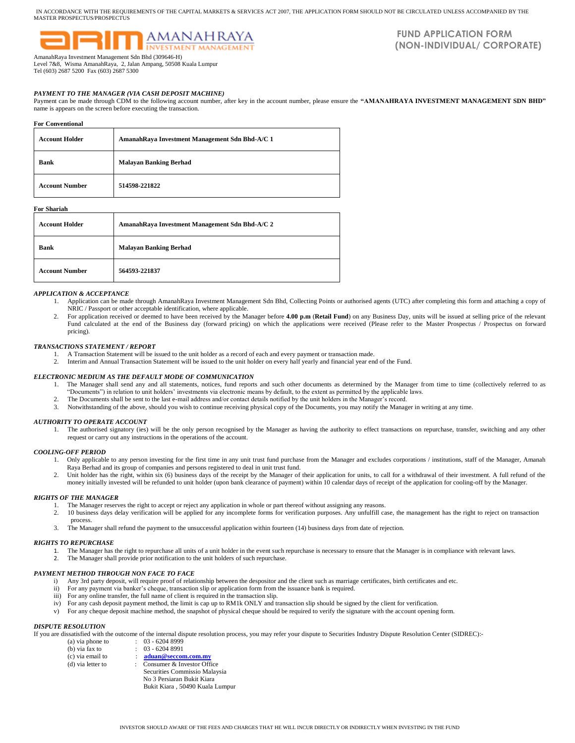IN ACCORDANCE WITH THE REQUIREMENTS OF THE CAPITAL MARKETS & SERVICES ACT 2007, THE APPLICATION FORM SHOULD NOT BE CIRCULATED UNLESS ACCOMPANIED BY THE MASTER PROSPECTUS/PROSPECTUS

AMANAHRAYA INVESTMENT MANAGEMENT

AmanahRaya Investment Management Sdn Bhd (309646-H)
Level 7&8, Wisma AmanahRaya, 2, Jalan Ampang, 50508 Kuala Lumpur
Tel (603) 2687 5200 Fax (603) 2687 5300

# FUND APPLICATION FORM (NON-INDIVIDUAL/ CORPORATE)

***PAYMENT TO THE MANAGER (VIA CASH DEPOSIT MACHINE)***

Payment can be made through CDM to the following account number, after key in the account number, please ensure the **"AMANAHRAYA INVESTMENT MANAGEMENT SDN BHD"** name is appears on the screen before executing the transaction.

**For Conventional**

| | |
|---|---|
| **Account Holder** | **AmanahRaya Investment Management Sdn Bhd-A/C 1** |
| **Bank** | **Malayan Banking Berhad** |
| **Account Number** | **514598-221822** |

**For Shariah**

| | |
|---|---|
| **Account Holder** | **AmanahRaya Investment Management Sdn Bhd-A/C 2** |
| **Bank** | **Malayan Banking Berhad** |
| **Account Number** | **564593-221837** |

***APPLICATION & ACCEPTANCE***

1. Application can be made through AmanahRaya Investment Management Sdn Bhd, Collecting Points or authorised agents (UTC) after completing this form and attaching a copy of NRIC / Passport or other acceptable identification, where applicable.
2. For application received or deemed to have been received by the Manager before **4.00 p.m** (**Retail Fund**) on any Business Day, units will be issued at selling price of the relevant Fund calculated at the end of the Business day (forward pricing) on which the applications were received (Please refer to the Master Prospectus / Prospectus on forward pricing).

***TRANSACTIONS STATEMENT / REPORT***

1. A Transaction Statement will be issued to the unit holder as a record of each and every payment or transaction made.
2. Interim and Annual Transaction Statement will be issued to the unit holder on every half yearly and financial year end of the Fund.

***ELECTRONIC MEDIUM AS THE DEFAULT MODE OF COMMUNICATION***

1. The Manager shall send any and all statements, notices, fund reports and such other documents as determined by the Manager from time to time (collectively referred to as "Documents") in relation to unit holders' investments via electronic means by default, to the extent as permitted by the applicable laws.
2. The Documents shall be sent to the last e-mail address and/or contact details notified by the unit holders in the Manager's record.
3. Notwithstanding of the above, should you wish to continue receiving physical copy of the Documents, you may notify the Manager in writing at any time.

***AUTHORITY TO OPERATE ACCOUNT***

1. The authorised signatory (ies) will be the only person recognised by the Manager as having the authority to effect transactions on repurchase, transfer, switching and any other request or carry out any instructions in the operations of the account.

***COOLING-OFF PERIOD***

1. Only applicable to any person investing for the first time in any unit trust fund purchase from the Manager and excludes corporations / institutions, staff of the Manager, Amanah Raya Berhad and its group of companies and persons registered to deal in unit trust fund.
2. Unit holder has the right, within six (6) business days of the receipt by the Manager of their application for units, to call for a withdrawal of their investment. A full refund of the money initially invested will be refunded to unit holder (upon bank clearance of payment) within 10 calendar days of receipt of the application for cooling-off by the Manager.

***RIGHTS OF THE MANAGER***

1. The Manager reserves the right to accept or reject any application in whole or part thereof without assigning any reasons.
2. 10 business days delay verification will be applied for any incomplete forms for verification purposes. Any unfulfill case, the management has the right to reject on transaction process.
3. The Manager shall refund the payment to the unsuccessful application within fourteen (14) business days from date of rejection.

***RIGHTS TO REPURCHASE***

1. The Manager has the right to repurchase all units of a unit holder in the event such repurchase is necessary to ensure that the Manager is in compliance with relevant laws.
2. The Manager shall provide prior notification to the unit holders of such repurchase.

***PAYMENT METHOD THROUGH NON FACE TO FACE***

i) Any 3rd party deposit, will require proof of relationship between the despositor and the client such as marriage certificates, birth certificates and etc.
ii) For any payment via banker's cheque, transaction slip or application form from the issuance bank is required.
iii) For any online transfer, the full name of client is required in the transaction slip.
iv) For any cash deposit payment method, the limit is cap up to RM1k ONLY and transaction slip should be signed by the client for verification.
v) For any cheque deposit machine method, the snapshot of physical cheque should be required to verify the signature with the account opening form.

***DISPUTE RESOLUTION***

If you are dissatisfied with the outcome of the internal dispute resolution process, you may refer your dispute to Securities Industry Dispute Resolution Center (SIDREC):-

(a) via phone to : 03 - 6204 8999
(b) via fax to : 03 - 6204 8991
(c) via email to : aduan@seccom.com.my
(d) via letter to : Consumer & Investor Office
Securities Commissio Malaysia
No 3 Persiaran Bukit Kiara
Bukit Kiara , 50490 Kuala Lumpur

INVESTOR SHOULD AWARE OF THE FEES AND CHARGES THAT HE WILL INCUR DIRECTLY OR INDIRECTLY WHEN INVESTING IN THE FUND